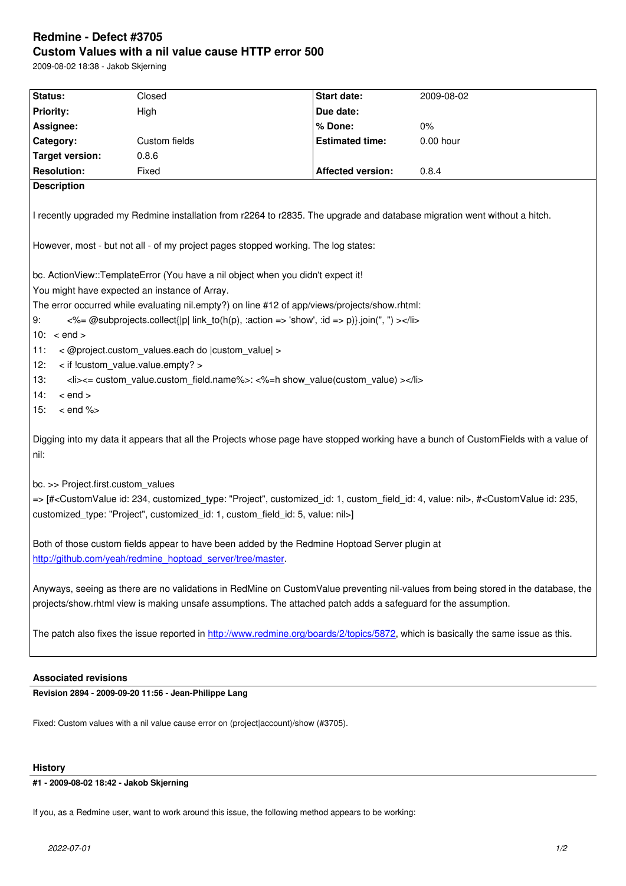# Redmine - Defect #3705

## Custom Values with a nil value cause HTTP error 500

2009-08-02 18:38 - Jakob Skjerning

| | | | |
|---|---|---|---|
| **Status:** | Closed | **Start date:** | 2009-08-02 |
| **Priority:** | High | **Due date:** | |
| **Assignee:** | | **% Done:** | 0% |
| **Category:** | Custom fields | **Estimated time:** | 0.00 hour |
| **Target version:** | 0.8.6 | | |
| **Resolution:** | Fixed | **Affected version:** | 0.8.4 |

**Description**

I recently upgraded my Redmine installation from r2264 to r2835. The upgrade and database migration went without a hitch.

However, most - but not all - of my project pages stopped working. The log states:

bc. ActionView::TemplateError (You have a nil object when you didn't expect it!
You might have expected an instance of Array.
The error occurred while evaluating nil.empty?) on line #12 of app/views/projects/show.rhtml:
9: <%= @subprojects.collect{|p| link_to(h(p), :action => 'show', :id => p)}.join(", ") ></li>
10: < end >
11: < @project.custom_values.each do |custom_value| >
12: < if !custom_value.value.empty? >
13: <li><= custom_value.custom_field.name%>: <%=h show_value(custom_value) ></li>
14: < end >
15: < end %>

Digging into my data it appears that all the Projects whose page have stopped working have a bunch of CustomFields with a value of nil:

bc. >> Project.first.custom_values
=> [#<CustomValue id: 234, customized_type: "Project", customized_id: 1, custom_field_id: 4, value: nil>, #<CustomValue id: 235, customized_type: "Project", customized_id: 1, custom_field_id: 5, value: nil>]

Both of those custom fields appear to have been added by the Redmine Hoptoad Server plugin at http://github.com/yeah/redmine_hoptoad_server/tree/master.

Anyways, seeing as there are no validations in RedMine on CustomValue preventing nil-values from being stored in the database, the projects/show.rhtml view is making unsafe assumptions. The attached patch adds a safeguard for the assumption.

The patch also fixes the issue reported in http://www.redmine.org/boards/2/topics/5872, which is basically the same issue as this.

### Associated revisions

**Revision 2894 - 2009-09-20 11:56 - Jean-Philippe Lang**

Fixed: Custom values with a nil value cause error on (project|account)/show (#3705).

### History

**#1 - 2009-08-02 18:42 - Jakob Skjerning**

If you, as a Redmine user, want to work around this issue, the following method appears to be working: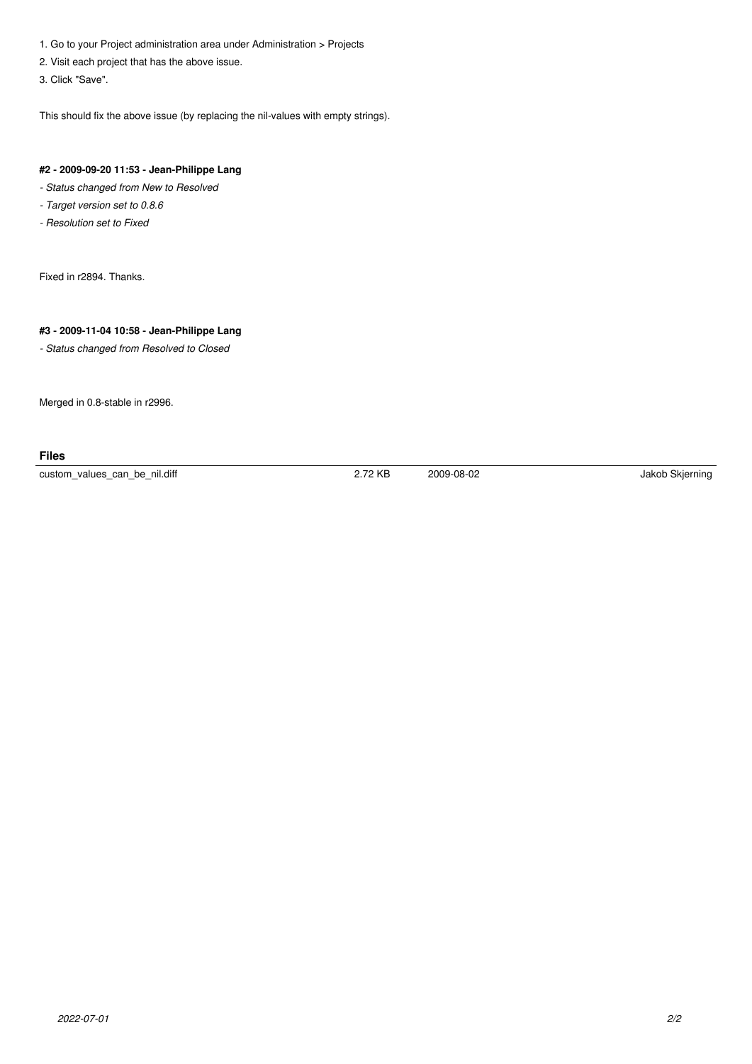1. Go to your Project administration area under Administration > Projects
2. Visit each project that has the above issue.
3. Click "Save".

This should fix the above issue (by replacing the nil-values with empty strings).

#### #2 - 2009-09-20 11:53 - Jean-Philippe Lang

- *Status changed from New to Resolved*
- *Target version set to 0.8.6*
- *Resolution set to Fixed*

Fixed in r2894. Thanks.

#### #3 - 2009-11-04 10:58 - Jean-Philippe Lang

- *Status changed from Resolved to Closed*

Merged in 0.8-stable in r2996.

### Files

| | | | |
|---|---|---|---|
| custom_values_can_be_nil.diff | 2.72 KB | 2009-08-02 | Jakob Skjerning |